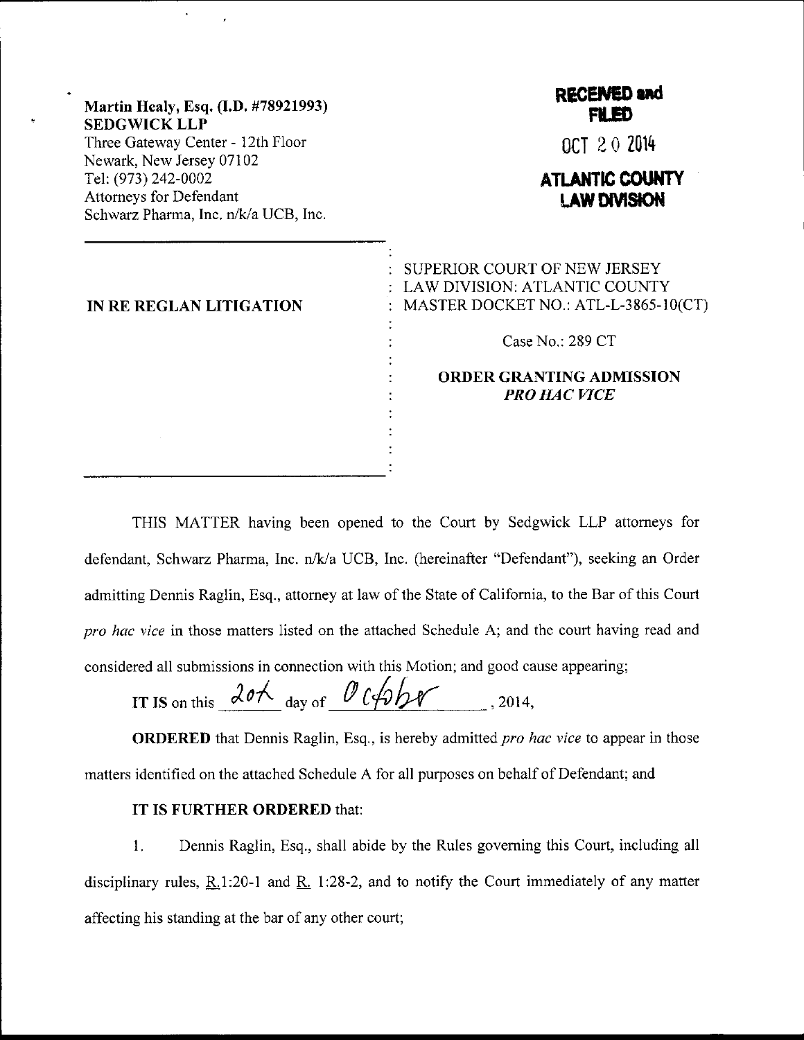Martin Healy, Esq. (I.D. #78921993)
**SEDGWICK LLP**
Three Gateway Center - 12th Floor
Newark, New Jersey 07102
Tel: (973) 242-0002
Attorneys for Defendant
Schwarz Pharma, Inc. n/k/a UCB, Inc.

**RECEIVED and FILED**
OCT 20 2014
**ATLANTIC COUNTY LAW DIVISION**

**IN RE REGLAN LITIGATION**

SUPERIOR COURT OF NEW JERSEY
LAW DIVISION: ATLANTIC COUNTY
MASTER DOCKET NO.: ATL-L-3865-10(CT)

Case No.: 289 CT

**ORDER GRANTING ADMISSION *PRO HAC VICE***

THIS MATTER having been opened to the Court by Sedgwick LLP attorneys for defendant, Schwarz Pharma, Inc. n/k/a UCB, Inc. (hereinafter "Defendant"), seeking an Order admitting Dennis Raglin, Esq., attorney at law of the State of California, to the Bar of this Court *pro hac vice* in those matters listed on the attached Schedule A; and the court having read and considered all submissions in connection with this Motion; and good cause appearing;

**IT IS** on this 20th day of October, 2014,

**ORDERED** that Dennis Raglin, Esq., is hereby admitted *pro hac vice* to appear in those matters identified on the attached Schedule A for all purposes on behalf of Defendant; and

**IT IS FURTHER ORDERED** that:

1. Dennis Raglin, Esq., shall abide by the Rules governing this Court, including all disciplinary rules, R.1:20-1 and R. 1:28-2, and to notify the Court immediately of any matter affecting his standing at the bar of any other court;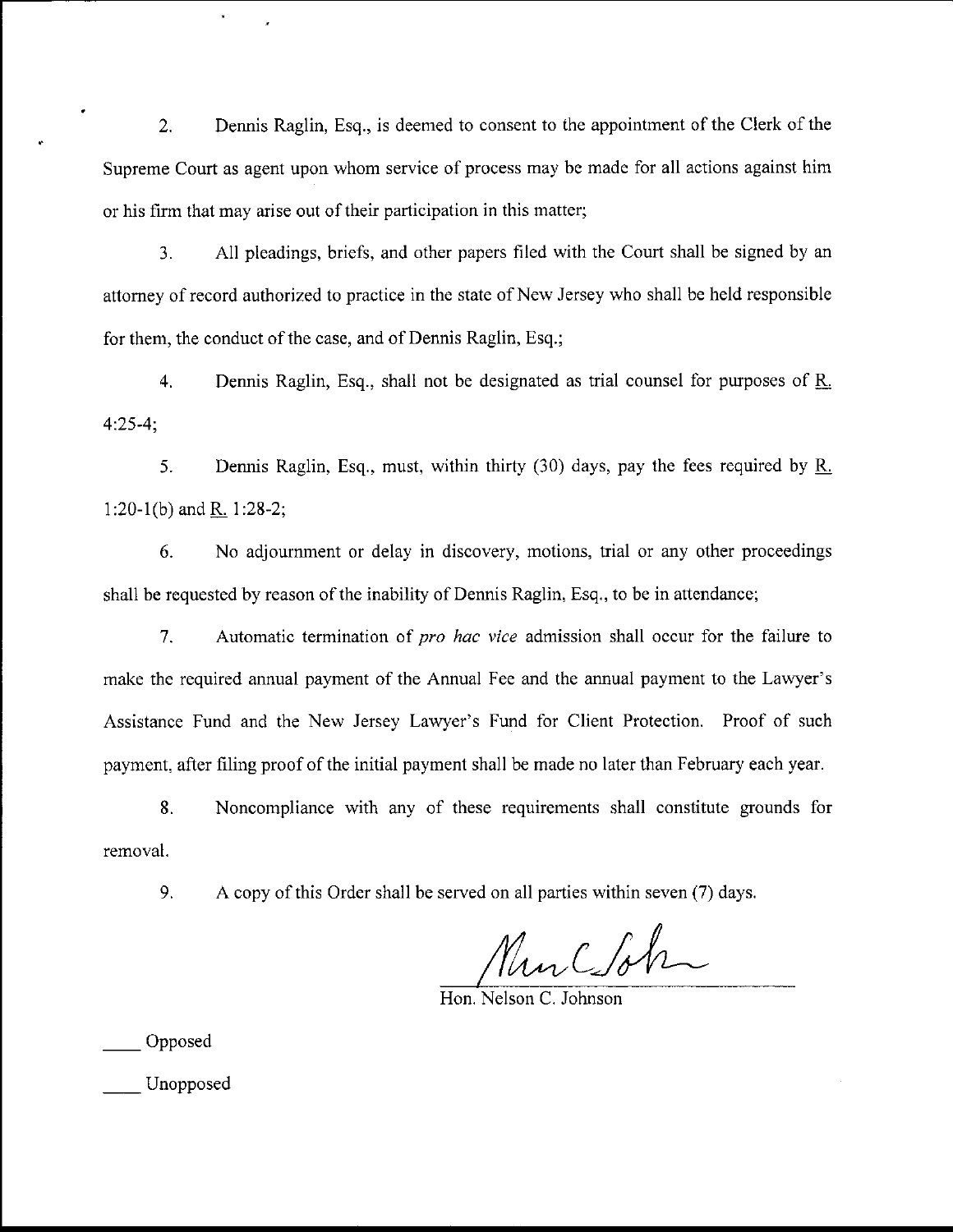2. Dennis Raglin, Esq., is deemed to consent to the appointment of the Clerk of the Supreme Court as agent upon whom service of process may be made for all actions against him or his firm that may arise out of their participation in this matter;

3. All pleadings, briefs, and other papers filed with the Court shall be signed by an attorney of record authorized to practice in the state of New Jersey who shall be held responsible for them, the conduct of the case, and of Dennis Raglin, Esq.;

4. Dennis Raglin, Esq., shall not be designated as trial counsel for purposes of R. 4:25-4;

5. Dennis Raglin, Esq., must, within thirty (30) days, pay the fees required by R. 1:20-1(b) and R. 1:28-2;

6. No adjournment or delay in discovery, motions, trial or any other proceedings shall be requested by reason of the inability of Dennis Raglin, Esq., to be in attendance;

7. Automatic termination of *pro hac vice* admission shall occur for the failure to make the required annual payment of the Annual Fee and the annual payment to the Lawyer's Assistance Fund and the New Jersey Lawyer's Fund for Client Protection. Proof of such payment, after filing proof of the initial payment shall be made no later than February each year.

8. Noncompliance with any of these requirements shall constitute grounds for removal.

9. A copy of this Order shall be served on all parties within seven (7) days.

Hon. Nelson C. Johnson

____ Opposed

____ Unopposed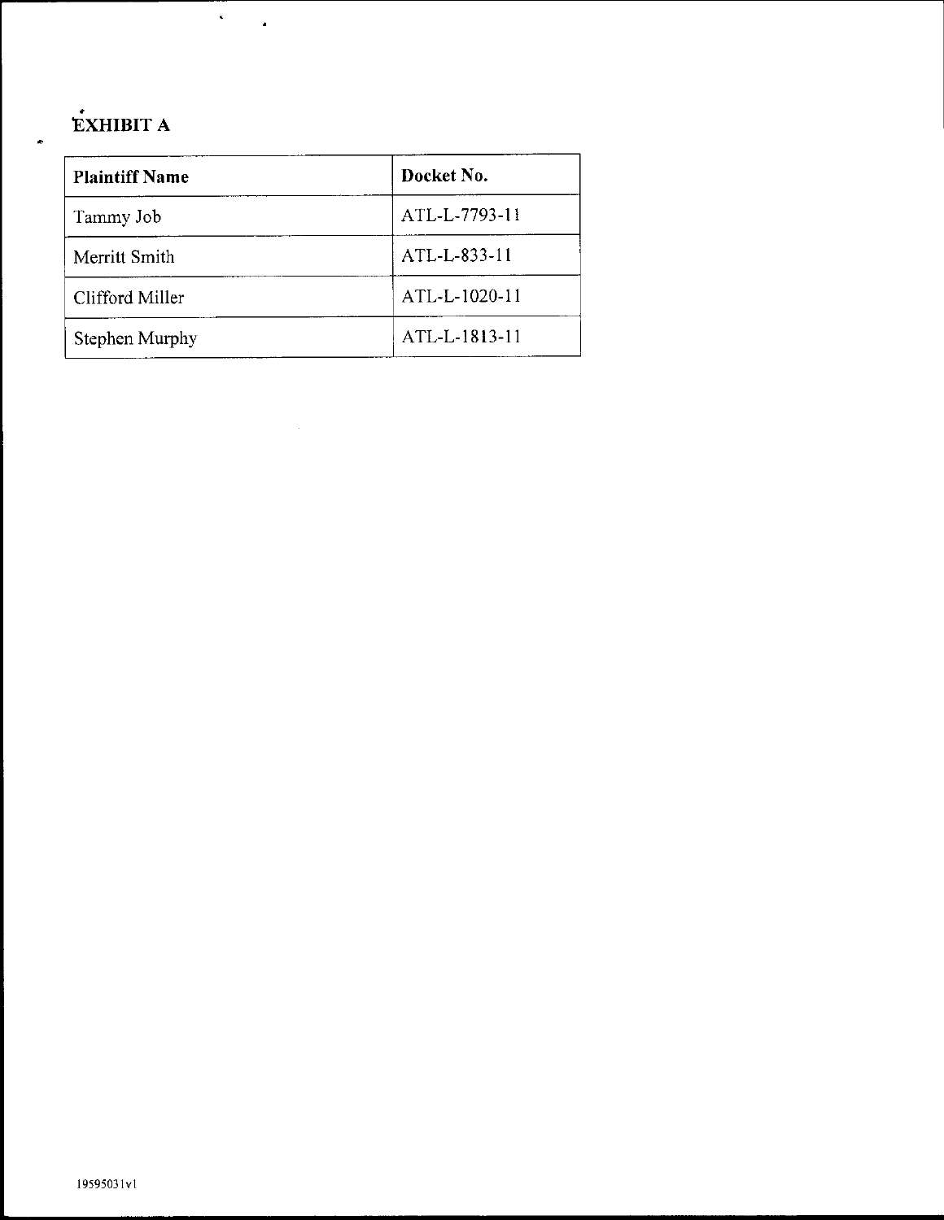# EXHIBIT A

| Plaintiff Name | Docket No. |
|---|---|
| Tammy Job | ATL-L-7793-11 |
| Merritt Smith | ATL-L-833-11 |
| Clifford Miller | ATL-L-1020-11 |
| Stephen Murphy | ATL-L-1813-11 |

19595031v1